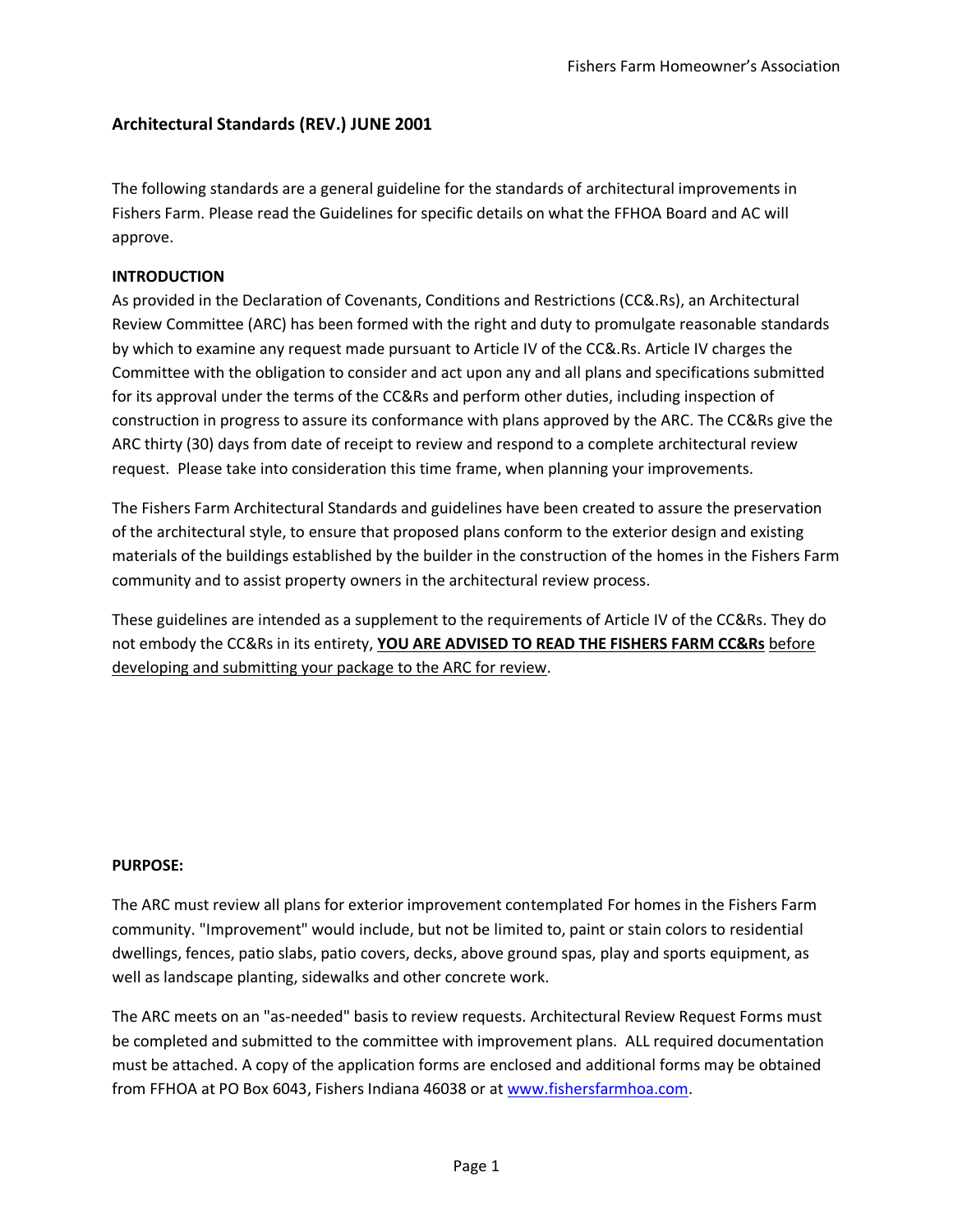## Architectural Standards (REV.) JUNE 2001

The following standards are a general guideline for the standards of architectural improvements in Fishers Farm. Please read the Guidelines for specific details on what the FFHOA Board and AC will approve.

**INTRODUCTION**

As provided in the Declaration of Covenants, Conditions and Restrictions (CC&.Rs), an Architectural Review Committee (ARC) has been formed with the right and duty to promulgate reasonable standards by which to examine any request made pursuant to Article IV of the CC&.Rs. Article IV charges the Committee with the obligation to consider and act upon any and all plans and specifications submitted for its approval under the terms of the CC&Rs and perform other duties, including inspection of construction in progress to assure its conformance with plans approved by the ARC. The CC&Rs give the ARC thirty (30) days from date of receipt to review and respond to a complete architectural review request. Please take into consideration this time frame, when planning your improvements.

The Fishers Farm Architectural Standards and guidelines have been created to assure the preservation of the architectural style, to ensure that proposed plans conform to the exterior design and existing materials of the buildings established by the builder in the construction of the homes in the Fishers Farm community and to assist property owners in the architectural review process.

These guidelines are intended as a supplement to the requirements of Article IV of the CC&Rs. They do not embody the CC&Rs in its entirety, **YOU ARE ADVISED TO READ THE FISHERS FARM CC&Rs** before developing and submitting your package to the ARC for review.

**PURPOSE:**

The ARC must review all plans for exterior improvement contemplated For homes in the Fishers Farm community. "Improvement" would include, but not be limited to, paint or stain colors to residential dwellings, fences, patio slabs, patio covers, decks, above ground spas, play and sports equipment, as well as landscape planting, sidewalks and other concrete work.

The ARC meets on an "as-needed" basis to review requests. Architectural Review Request Forms must be completed and submitted to the committee with improvement plans. ALL required documentation must be attached. A copy of the application forms are enclosed and additional forms may be obtained from FFHOA at PO Box 6043, Fishers Indiana 46038 or at www.fishersfarmhoa.com.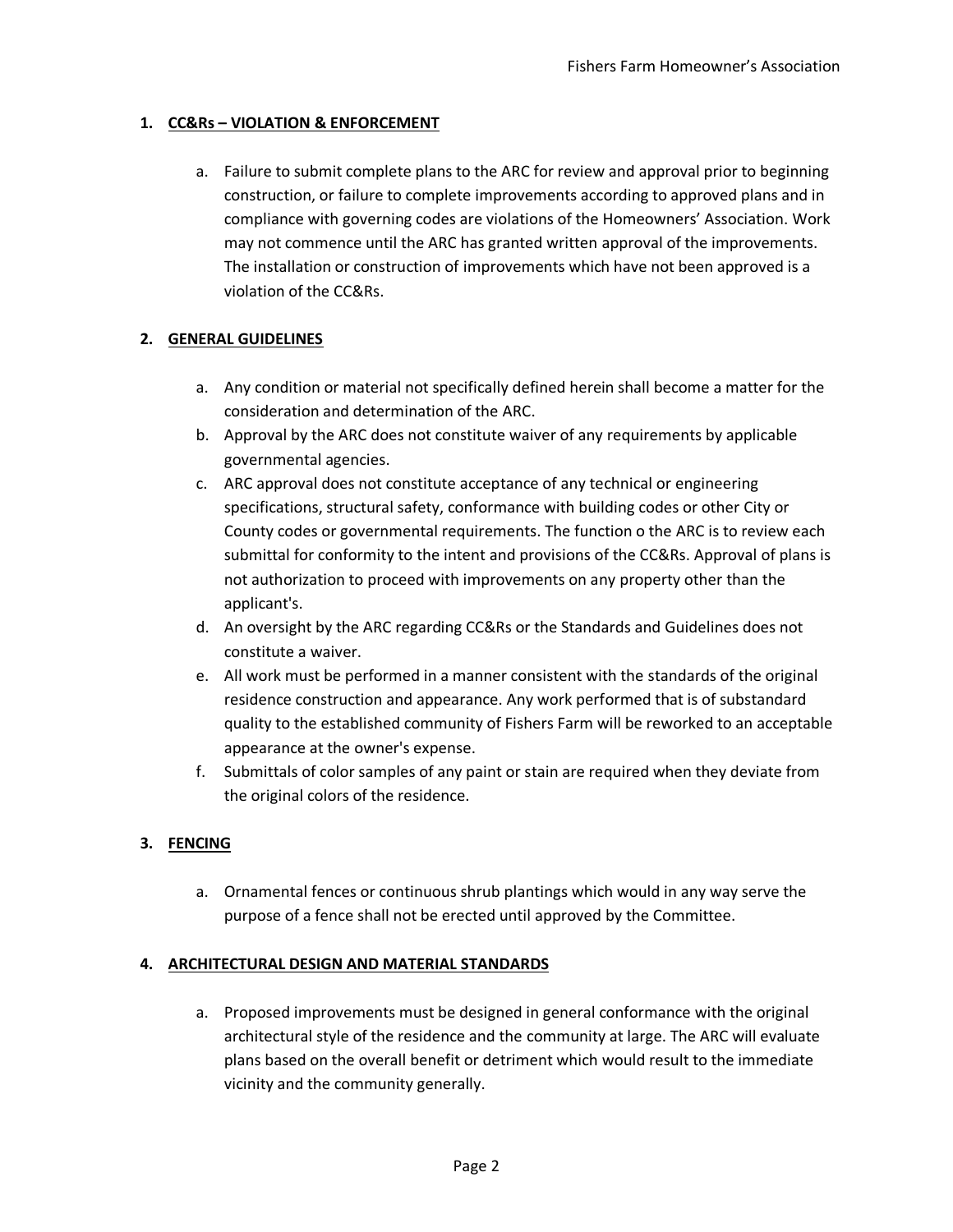1. **CC&Rs – VIOLATION & ENFORCEMENT**

   a. Failure to submit complete plans to the ARC for review and approval prior to beginning construction, or failure to complete improvements according to approved plans and in compliance with governing codes are violations of the Homeowners' Association. Work may not commence until the ARC has granted written approval of the improvements. The installation or construction of improvements which have not been approved is a violation of the CC&Rs.

2. **GENERAL GUIDELINES**

   a. Any condition or material not specifically defined herein shall become a matter for the consideration and determination of the ARC.
   b. Approval by the ARC does not constitute waiver of any requirements by applicable governmental agencies.
   c. ARC approval does not constitute acceptance of any technical or engineering specifications, structural safety, conformance with building codes or other City or County codes or governmental requirements. The function o the ARC is to review each submittal for conformity to the intent and provisions of the CC&Rs. Approval of plans is not authorization to proceed with improvements on any property other than the applicant's.
   d. An oversight by the ARC regarding CC&Rs or the Standards and Guidelines does not constitute a waiver.
   e. All work must be performed in a manner consistent with the standards of the original residence construction and appearance. Any work performed that is of substandard quality to the established community of Fishers Farm will be reworked to an acceptable appearance at the owner's expense.
   f. Submittals of color samples of any paint or stain are required when they deviate from the original colors of the residence.

3. **FENCING**

   a. Ornamental fences or continuous shrub plantings which would in any way serve the purpose of a fence shall not be erected until approved by the Committee.

4. **ARCHITECTURAL DESIGN AND MATERIAL STANDARDS**

   a. Proposed improvements must be designed in general conformance with the original architectural style of the residence and the community at large. The ARC will evaluate plans based on the overall benefit or detriment which would result to the immediate vicinity and the community generally.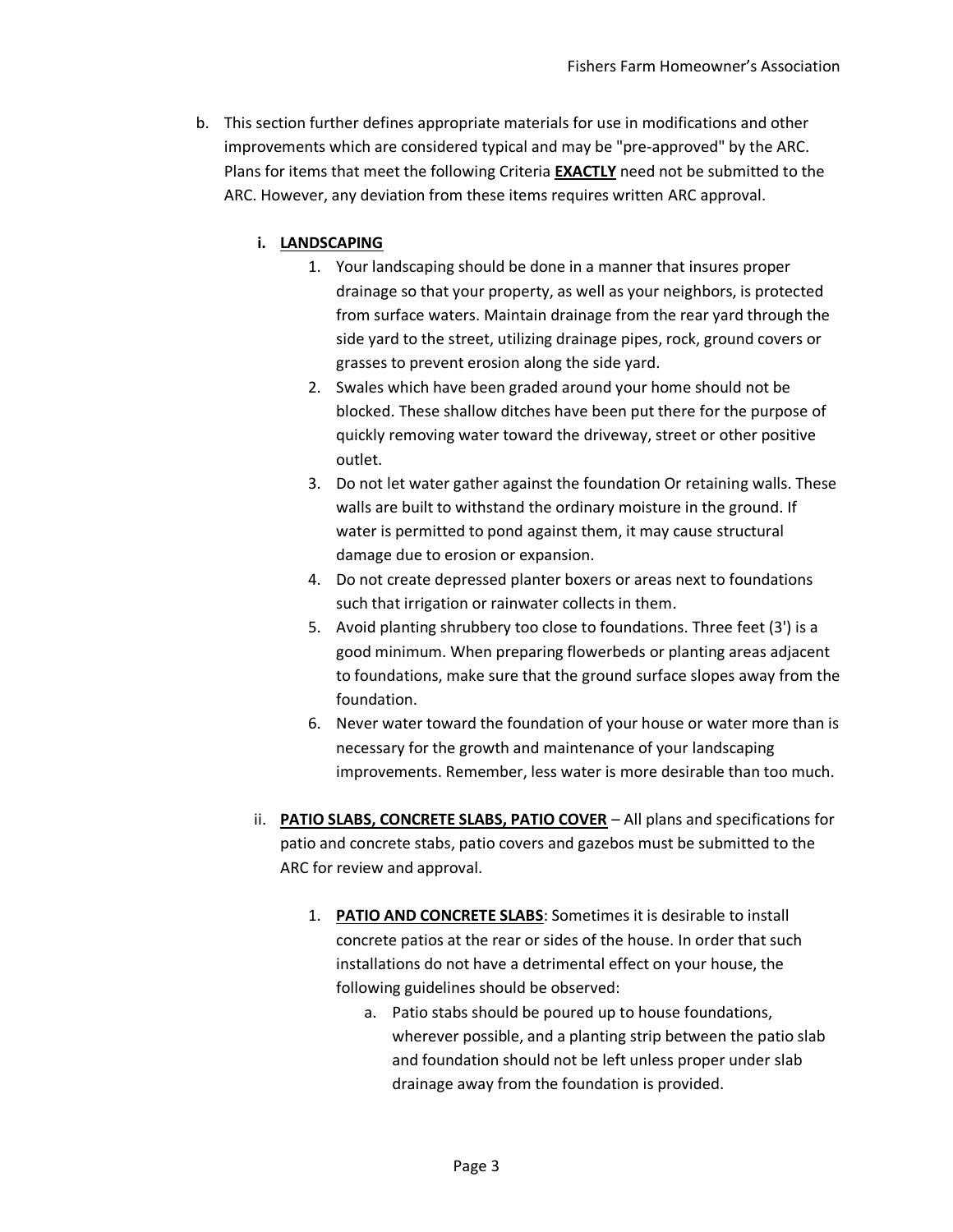b. This section further defines appropriate materials for use in modifications and other improvements which are considered typical and may be "pre-approved" by the ARC. Plans for items that meet the following Criteria **EXACTLY** need not be submitted to the ARC. However, any deviation from these items requires written ARC approval.

   i. **LANDSCAPING**

      1. Your landscaping should be done in a manner that insures proper drainage so that your property, as well as your neighbors, is protected from surface waters. Maintain drainage from the rear yard through the side yard to the street, utilizing drainage pipes, rock, ground covers or grasses to prevent erosion along the side yard.
      2. Swales which have been graded around your home should not be blocked. These shallow ditches have been put there for the purpose of quickly removing water toward the driveway, street or other positive outlet.
      3. Do not let water gather against the foundation Or retaining walls. These walls are built to withstand the ordinary moisture in the ground. If water is permitted to pond against them, it may cause structural damage due to erosion or expansion.
      4. Do not create depressed planter boxers or areas next to foundations such that irrigation or rainwater collects in them.
      5. Avoid planting shrubbery too close to foundations. Three feet (3') is a good minimum. When preparing flowerbeds or planting areas adjacent to foundations, make sure that the ground surface slopes away from the foundation.
      6. Never water toward the foundation of your house or water more than is necessary for the growth and maintenance of your landscaping improvements. Remember, less water is more desirable than too much.

   ii. **PATIO SLABS, CONCRETE SLABS, PATIO COVER** – All plans and specifications for patio and concrete stabs, patio covers and gazebos must be submitted to the ARC for review and approval.

      1. **PATIO AND CONCRETE SLABS**: Sometimes it is desirable to install concrete patios at the rear or sides of the house. In order that such installations do not have a detrimental effect on your house, the following guidelines should be observed:
         a. Patio stabs should be poured up to house foundations, wherever possible, and a planting strip between the patio slab and foundation should not be left unless proper under slab drainage away from the foundation is provided.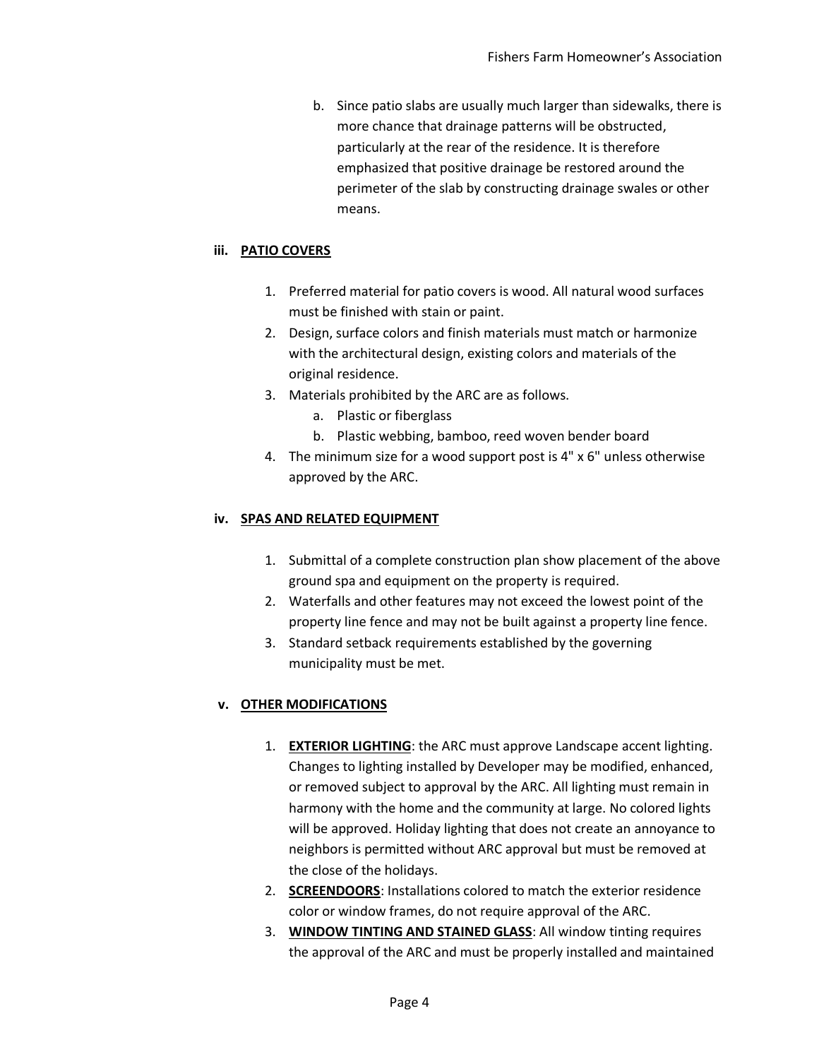b. Since patio slabs are usually much larger than sidewalks, there is more chance that drainage patterns will be obstructed, particularly at the rear of the residence. It is therefore emphasized that positive drainage be restored around the perimeter of the slab by constructing drainage swales or other means.

### iii. <u>PATIO COVERS</u>

1. Preferred material for patio covers is wood. All natural wood surfaces must be finished with stain or paint.
2. Design, surface colors and finish materials must match or harmonize with the architectural design, existing colors and materials of the original residence.
3. Materials prohibited by the ARC are as follows.
   a. Plastic or fiberglass
   b. Plastic webbing, bamboo, reed woven bender board
4. The minimum size for a wood support post is 4" x 6" unless otherwise approved by the ARC.

### iv. <u>SPAS AND RELATED EQUIPMENT</u>

1. Submittal of a complete construction plan show placement of the above ground spa and equipment on the property is required.
2. Waterfalls and other features may not exceed the lowest point of the property line fence and may not be built against a property line fence.
3. Standard setback requirements established by the governing municipality must be met.

### v. <u>OTHER MODIFICATIONS</u>

1. **<u>EXTERIOR LIGHTING</u>**: the ARC must approve Landscape accent lighting. Changes to lighting installed by Developer may be modified, enhanced, or removed subject to approval by the ARC. All lighting must remain in harmony with the home and the community at large. No colored lights will be approved. Holiday lighting that does not create an annoyance to neighbors is permitted without ARC approval but must be removed at the close of the holidays.
2. **<u>SCREENDOORS</u>**: Installations colored to match the exterior residence color or window frames, do not require approval of the ARC.
3. **<u>WINDOW TINTING AND STAINED GLASS</u>**: All window tinting requires the approval of the ARC and must be properly installed and maintained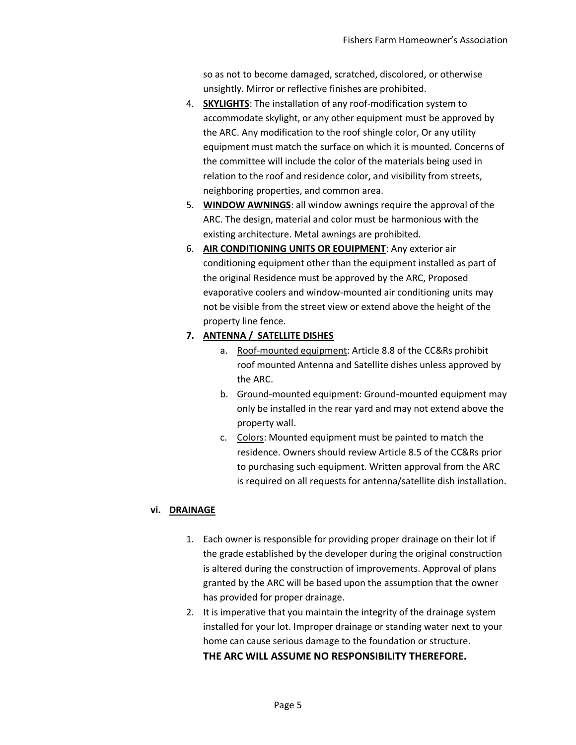so as not to become damaged, scratched, discolored, or otherwise unsightly. Mirror or reflective finishes are prohibited.

4. **SKYLIGHTS**: The installation of any roof-modification system to accommodate skylight, or any other equipment must be approved by the ARC. Any modification to the roof shingle color, Or any utility equipment must match the surface on which it is mounted. Concerns of the committee will include the color of the materials being used in relation to the roof and residence color, and visibility from streets, neighboring properties, and common area.
5. **WINDOW AWNINGS**: all window awnings require the approval of the ARC. The design, material and color must be harmonious with the existing architecture. Metal awnings are prohibited.
6. **AIR CONDITIONING UNITS OR EOUIPMENT**: Any exterior air conditioning equipment other than the equipment installed as part of the original Residence must be approved by the ARC, Proposed evaporative coolers and window-mounted air conditioning units may not be visible from the street view or extend above the height of the property line fence.
7. **ANTENNA / SATELLITE DISHES**
   a. Roof-mounted equipment: Article 8.8 of the CC&Rs prohibit roof mounted Antenna and Satellite dishes unless approved by the ARC.
   b. Ground-mounted equipment: Ground-mounted equipment may only be installed in the rear yard and may not extend above the property wall.
   c. Colors: Mounted equipment must be painted to match the residence. Owners should review Article 8.5 of the CC&Rs prior to purchasing such equipment. Written approval from the ARC is required on all requests for antenna/satellite dish installation.

### vi. DRAINAGE

1. Each owner is responsible for providing proper drainage on their lot if the grade established by the developer during the original construction is altered during the construction of improvements. Approval of plans granted by the ARC will be based upon the assumption that the owner has provided for proper drainage.
2. It is imperative that you maintain the integrity of the drainage system installed for your lot. Improper drainage or standing water next to your home can cause serious damage to the foundation or structure.
   **THE ARC WILL ASSUME NO RESPONSIBILITY THEREFORE.**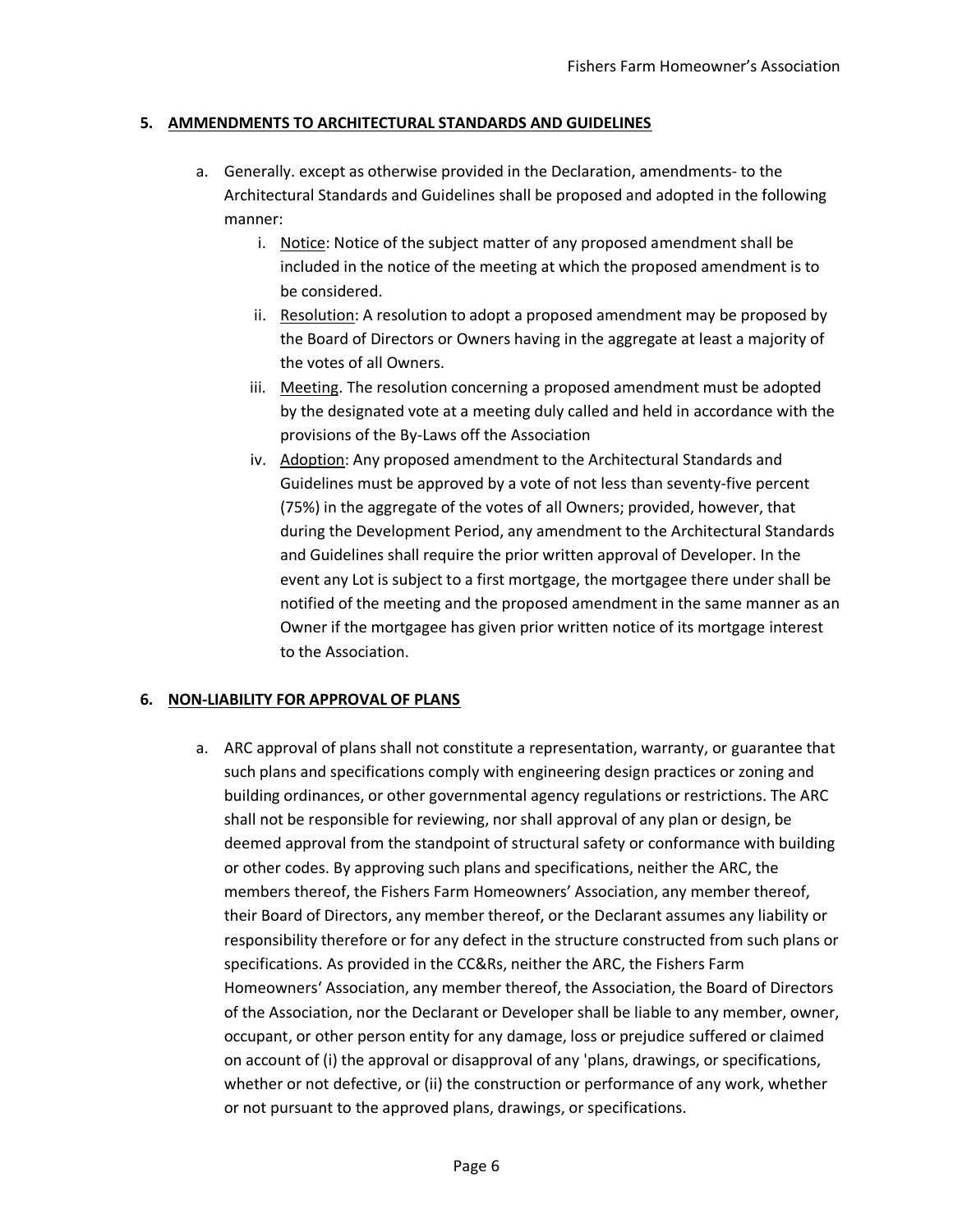### 5. AMMENDMENTS TO ARCHITECTURAL STANDARDS AND GUIDELINES

a. Generally. except as otherwise provided in the Declaration, amendments- to the Architectural Standards and Guidelines shall be proposed and adopted in the following manner:

   i. Notice: Notice of the subject matter of any proposed amendment shall be included in the notice of the meeting at which the proposed amendment is to be considered.

   ii. Resolution: A resolution to adopt a proposed amendment may be proposed by the Board of Directors or Owners having in the aggregate at least a majority of the votes of all Owners.

   iii. Meeting. The resolution concerning a proposed amendment must be adopted by the designated vote at a meeting duly called and held in accordance with the provisions of the By-Laws off the Association

   iv. Adoption: Any proposed amendment to the Architectural Standards and Guidelines must be approved by a vote of not less than seventy-five percent (75%) in the aggregate of the votes of all Owners; provided, however, that during the Development Period, any amendment to the Architectural Standards and Guidelines shall require the prior written approval of Developer. In the event any Lot is subject to a first mortgage, the mortgagee there under shall be notified of the meeting and the proposed amendment in the same manner as an Owner if the mortgagee has given prior written notice of its mortgage interest to the Association.

### 6. NON-LIABILITY FOR APPROVAL OF PLANS

a. ARC approval of plans shall not constitute a representation, warranty, or guarantee that such plans and specifications comply with engineering design practices or zoning and building ordinances, or other governmental agency regulations or restrictions. The ARC shall not be responsible for reviewing, nor shall approval of any plan or design, be deemed approval from the standpoint of structural safety or conformance with building or other codes. By approving such plans and specifications, neither the ARC, the members thereof, the Fishers Farm Homeowners' Association, any member thereof, their Board of Directors, any member thereof, or the Declarant assumes any liability or responsibility therefore or for any defect in the structure constructed from such plans or specifications. As provided in the CC&Rs, neither the ARC, the Fishers Farm Homeowners' Association, any member thereof, the Association, the Board of Directors of the Association, nor the Declarant or Developer shall be liable to any member, owner, occupant, or other person entity for any damage, loss or prejudice suffered or claimed on account of (i) the approval or disapproval of any 'plans, drawings, or specifications, whether or not defective, or (ii) the construction or performance of any work, whether or not pursuant to the approved plans, drawings, or specifications.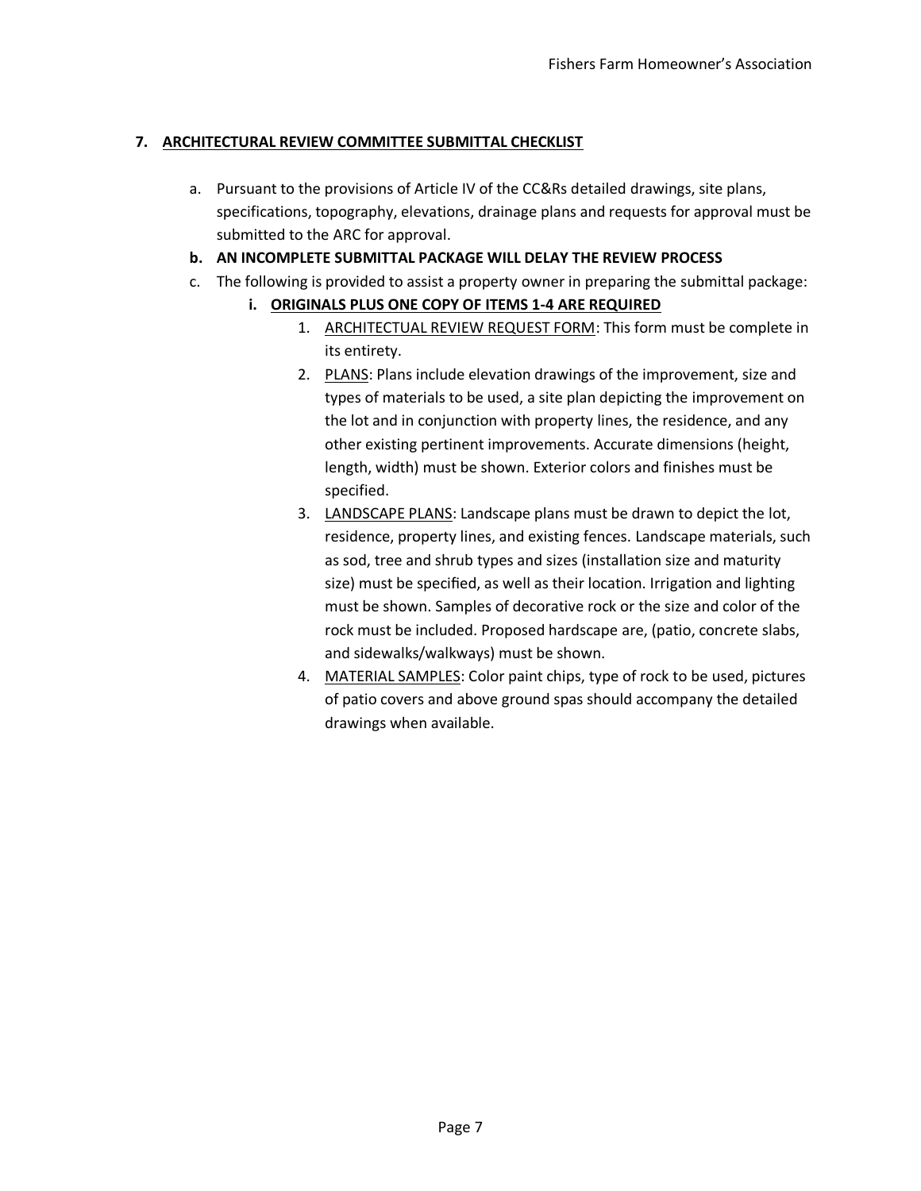## 7. ARCHITECTURAL REVIEW COMMITTEE SUBMITTAL CHECKLIST

a. Pursuant to the provisions of Article IV of the CC&Rs detailed drawings, site plans, specifications, topography, elevations, drainage plans and requests for approval must be submitted to the ARC for approval.

**b. AN INCOMPLETE SUBMITTAL PACKAGE WILL DELAY THE REVIEW PROCESS**

c. The following is provided to assist a property owner in preparing the submittal package:

   **i. ORIGINALS PLUS ONE COPY OF ITEMS 1-4 ARE REQUIRED**

   1. ARCHITECTUAL REVIEW REQUEST FORM: This form must be complete in its entirety.
   2. PLANS: Plans include elevation drawings of the improvement, size and types of materials to be used, a site plan depicting the improvement on the lot and in conjunction with property lines, the residence, and any other existing pertinent improvements. Accurate dimensions (height, length, width) must be shown. Exterior colors and finishes must be specified.
   3. LANDSCAPE PLANS: Landscape plans must be drawn to depict the lot, residence, property lines, and existing fences. Landscape materials, such as sod, tree and shrub types and sizes (installation size and maturity size) must be specified, as well as their location. Irrigation and lighting must be shown. Samples of decorative rock or the size and color of the rock must be included. Proposed hardscape are, (patio, concrete slabs, and sidewalks/walkways) must be shown.
   4. MATERIAL SAMPLES: Color paint chips, type of rock to be used, pictures of patio covers and above ground spas should accompany the detailed drawings when available.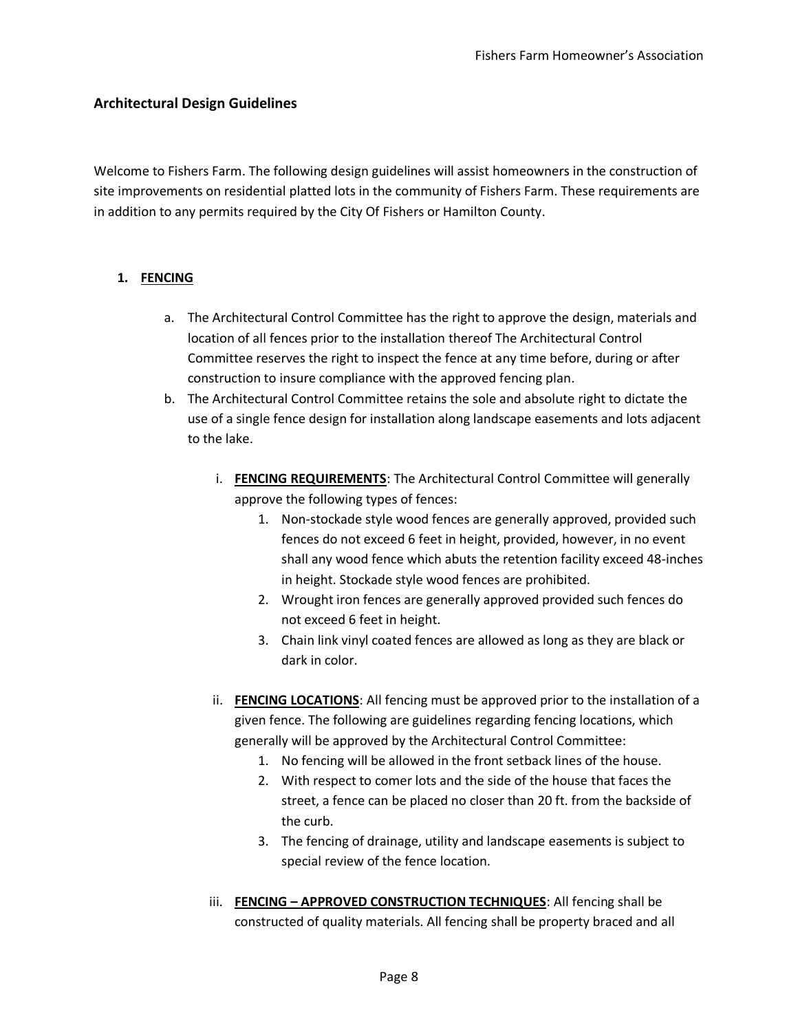## Architectural Design Guidelines

Welcome to Fishers Farm. The following design guidelines will assist homeowners in the construction of site improvements on residential platted lots in the community of Fishers Farm. These requirements are in addition to any permits required by the City Of Fishers or Hamilton County.

1. **FENCING**

   a. The Architectural Control Committee has the right to approve the design, materials and location of all fences prior to the installation thereof The Architectural Control Committee reserves the right to inspect the fence at any time before, during or after construction to insure compliance with the approved fencing plan.

   b. The Architectural Control Committee retains the sole and absolute right to dictate the use of a single fence design for installation along landscape easements and lots adjacent to the lake.

      i. **FENCING REQUIREMENTS**: The Architectural Control Committee will generally approve the following types of fences:
         1. Non-stockade style wood fences are generally approved, provided such fences do not exceed 6 feet in height, provided, however, in no event shall any wood fence which abuts the retention facility exceed 48-inches in height. Stockade style wood fences are prohibited.
         2. Wrought iron fences are generally approved provided such fences do not exceed 6 feet in height.
         3. Chain link vinyl coated fences are allowed as long as they are black or dark in color.

      ii. **FENCING LOCATIONS**: All fencing must be approved prior to the installation of a given fence. The following are guidelines regarding fencing locations, which generally will be approved by the Architectural Control Committee:
         1. No fencing will be allowed in the front setback lines of the house.
         2. With respect to comer lots and the side of the house that faces the street, a fence can be placed no closer than 20 ft. from the backside of the curb.
         3. The fencing of drainage, utility and landscape easements is subject to special review of the fence location.

      iii. **FENCING – APPROVED CONSTRUCTION TECHNIQUES**: All fencing shall be constructed of quality materials. All fencing shall be property braced and all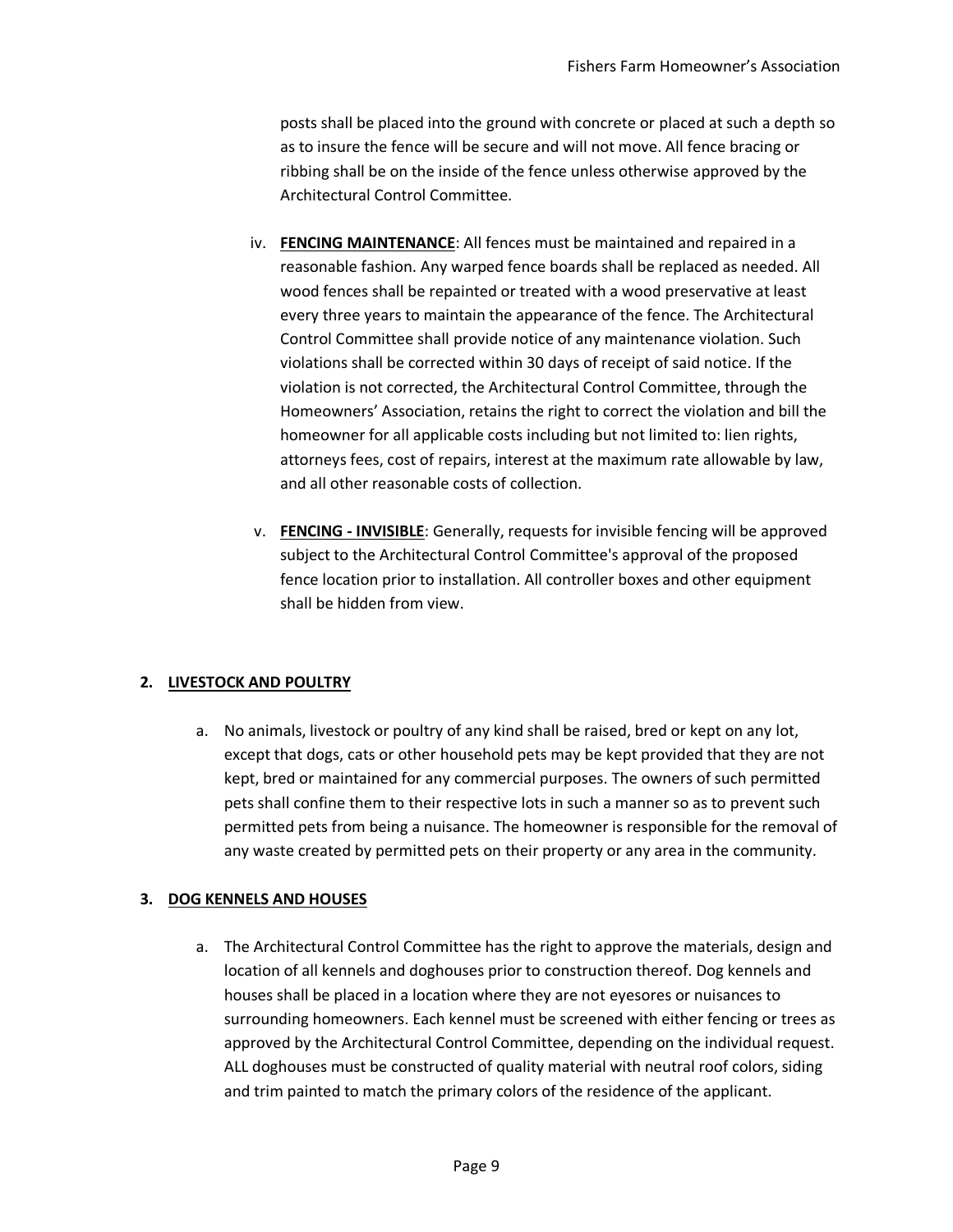posts shall be placed into the ground with concrete or placed at such a depth so as to insure the fence will be secure and will not move. All fence bracing or ribbing shall be on the inside of the fence unless otherwise approved by the Architectural Control Committee.

iv. **FENCING MAINTENANCE**: All fences must be maintained and repaired in a reasonable fashion. Any warped fence boards shall be replaced as needed. All wood fences shall be repainted or treated with a wood preservative at least every three years to maintain the appearance of the fence. The Architectural Control Committee shall provide notice of any maintenance violation. Such violations shall be corrected within 30 days of receipt of said notice. If the violation is not corrected, the Architectural Control Committee, through the Homeowners' Association, retains the right to correct the violation and bill the homeowner for all applicable costs including but not limited to: lien rights, attorneys fees, cost of repairs, interest at the maximum rate allowable by law, and all other reasonable costs of collection.

v. **FENCING - INVISIBLE**: Generally, requests for invisible fencing will be approved subject to the Architectural Control Committee's approval of the proposed fence location prior to installation. All controller boxes and other equipment shall be hidden from view.

**2. LIVESTOCK AND POULTRY**

a. No animals, livestock or poultry of any kind shall be raised, bred or kept on any lot, except that dogs, cats or other household pets may be kept provided that they are not kept, bred or maintained for any commercial purposes. The owners of such permitted pets shall confine them to their respective lots in such a manner so as to prevent such permitted pets from being a nuisance. The homeowner is responsible for the removal of any waste created by permitted pets on their property or any area in the community.

**3. DOG KENNELS AND HOUSES**

a. The Architectural Control Committee has the right to approve the materials, design and location of all kennels and doghouses prior to construction thereof. Dog kennels and houses shall be placed in a location where they are not eyesores or nuisances to surrounding homeowners. Each kennel must be screened with either fencing or trees as approved by the Architectural Control Committee, depending on the individual request. ALL doghouses must be constructed of quality material with neutral roof colors, siding and trim painted to match the primary colors of the residence of the applicant.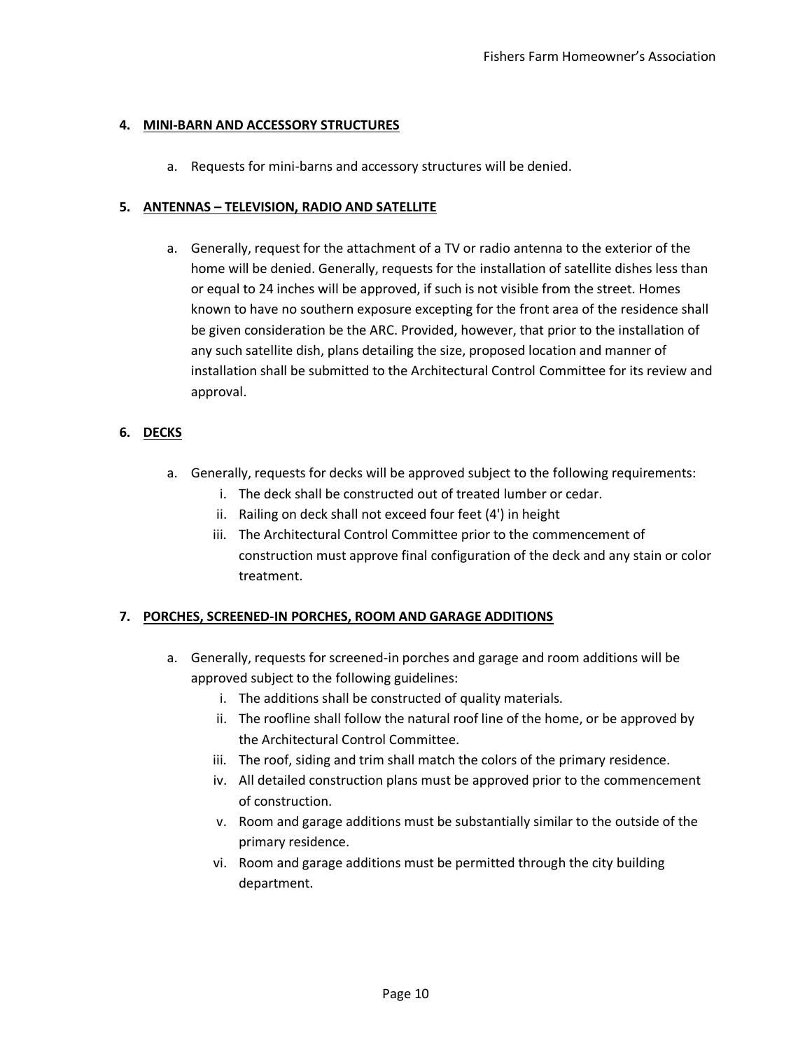**4. MINI-BARN AND ACCESSORY STRUCTURES**

a. Requests for mini-barns and accessory structures will be denied.

**5. ANTENNAS – TELEVISION, RADIO AND SATELLITE**

a. Generally, request for the attachment of a TV or radio antenna to the exterior of the home will be denied. Generally, requests for the installation of satellite dishes less than or equal to 24 inches will be approved, if such is not visible from the street. Homes known to have no southern exposure excepting for the front area of the residence shall be given consideration be the ARC. Provided, however, that prior to the installation of any such satellite dish, plans detailing the size, proposed location and manner of installation shall be submitted to the Architectural Control Committee for its review and approval.

**6. DECKS**

a. Generally, requests for decks will be approved subject to the following requirements:
   i. The deck shall be constructed out of treated lumber or cedar.
   ii. Railing on deck shall not exceed four feet (4') in height
   iii. The Architectural Control Committee prior to the commencement of construction must approve final configuration of the deck and any stain or color treatment.

**7. PORCHES, SCREENED-IN PORCHES, ROOM AND GARAGE ADDITIONS**

a. Generally, requests for screened-in porches and garage and room additions will be approved subject to the following guidelines:
   i. The additions shall be constructed of quality materials.
   ii. The roofline shall follow the natural roof line of the home, or be approved by the Architectural Control Committee.
   iii. The roof, siding and trim shall match the colors of the primary residence.
   iv. All detailed construction plans must be approved prior to the commencement of construction.
   v. Room and garage additions must be substantially similar to the outside of the primary residence.
   vi. Room and garage additions must be permitted through the city building department.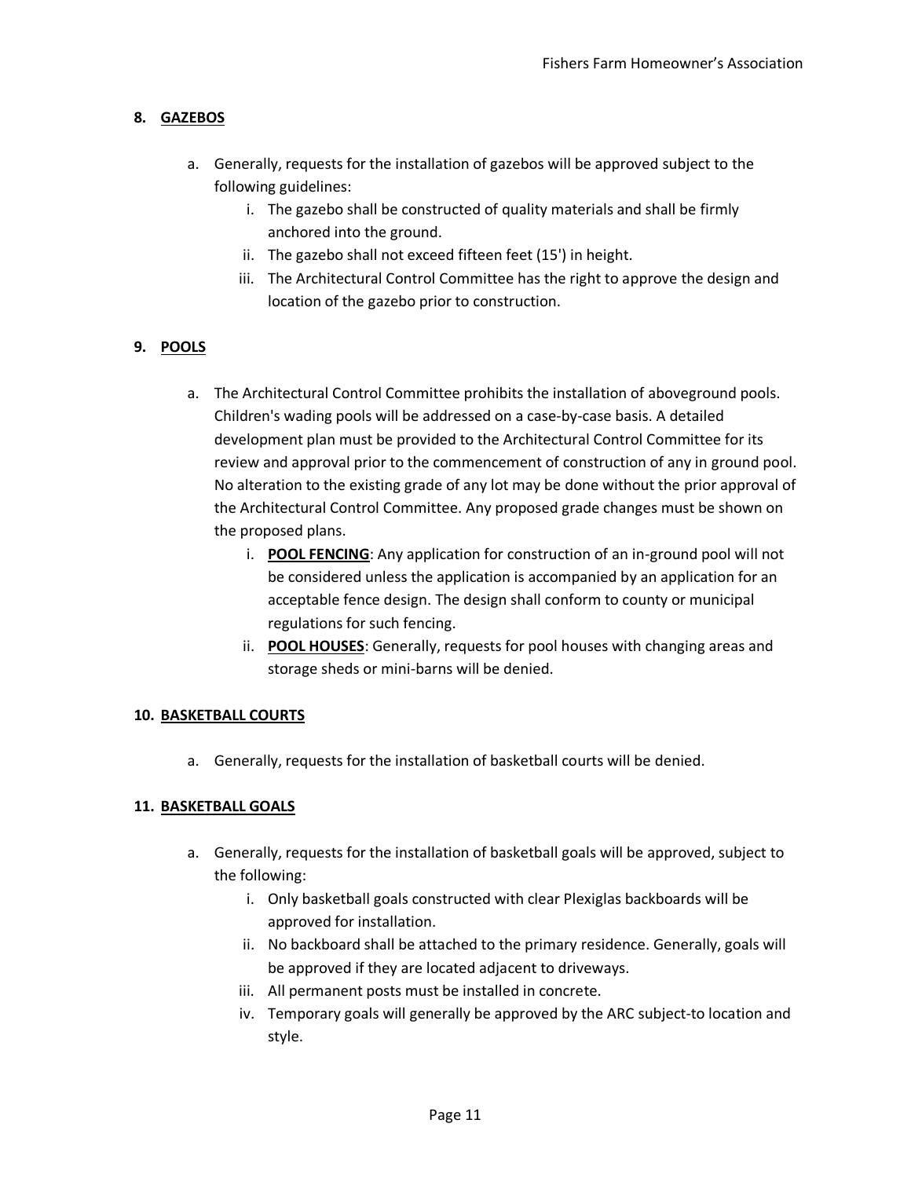### 8. GAZEBOS

a. Generally, requests for the installation of gazebos will be approved subject to the following guidelines:
   i. The gazebo shall be constructed of quality materials and shall be firmly anchored into the ground.
   ii. The gazebo shall not exceed fifteen feet (15') in height.
   iii. The Architectural Control Committee has the right to approve the design and location of the gazebo prior to construction.

### 9. POOLS

a. The Architectural Control Committee prohibits the installation of aboveground pools. Children's wading pools will be addressed on a case-by-case basis. A detailed development plan must be provided to the Architectural Control Committee for its review and approval prior to the commencement of construction of any in ground pool. No alteration to the existing grade of any lot may be done without the prior approval of the Architectural Control Committee. Any proposed grade changes must be shown on the proposed plans.
   i. **POOL FENCING**: Any application for construction of an in-ground pool will not be considered unless the application is accompanied by an application for an acceptable fence design. The design shall conform to county or municipal regulations for such fencing.
   ii. **POOL HOUSES**: Generally, requests for pool houses with changing areas and storage sheds or mini-barns will be denied.

### 10. BASKETBALL COURTS

a. Generally, requests for the installation of basketball courts will be denied.

### 11. BASKETBALL GOALS

a. Generally, requests for the installation of basketball goals will be approved, subject to the following:
   i. Only basketball goals constructed with clear Plexiglas backboards will be approved for installation.
   ii. No backboard shall be attached to the primary residence. Generally, goals will be approved if they are located adjacent to driveways.
   iii. All permanent posts must be installed in concrete.
   iv. Temporary goals will generally be approved by the ARC subject-to location and style.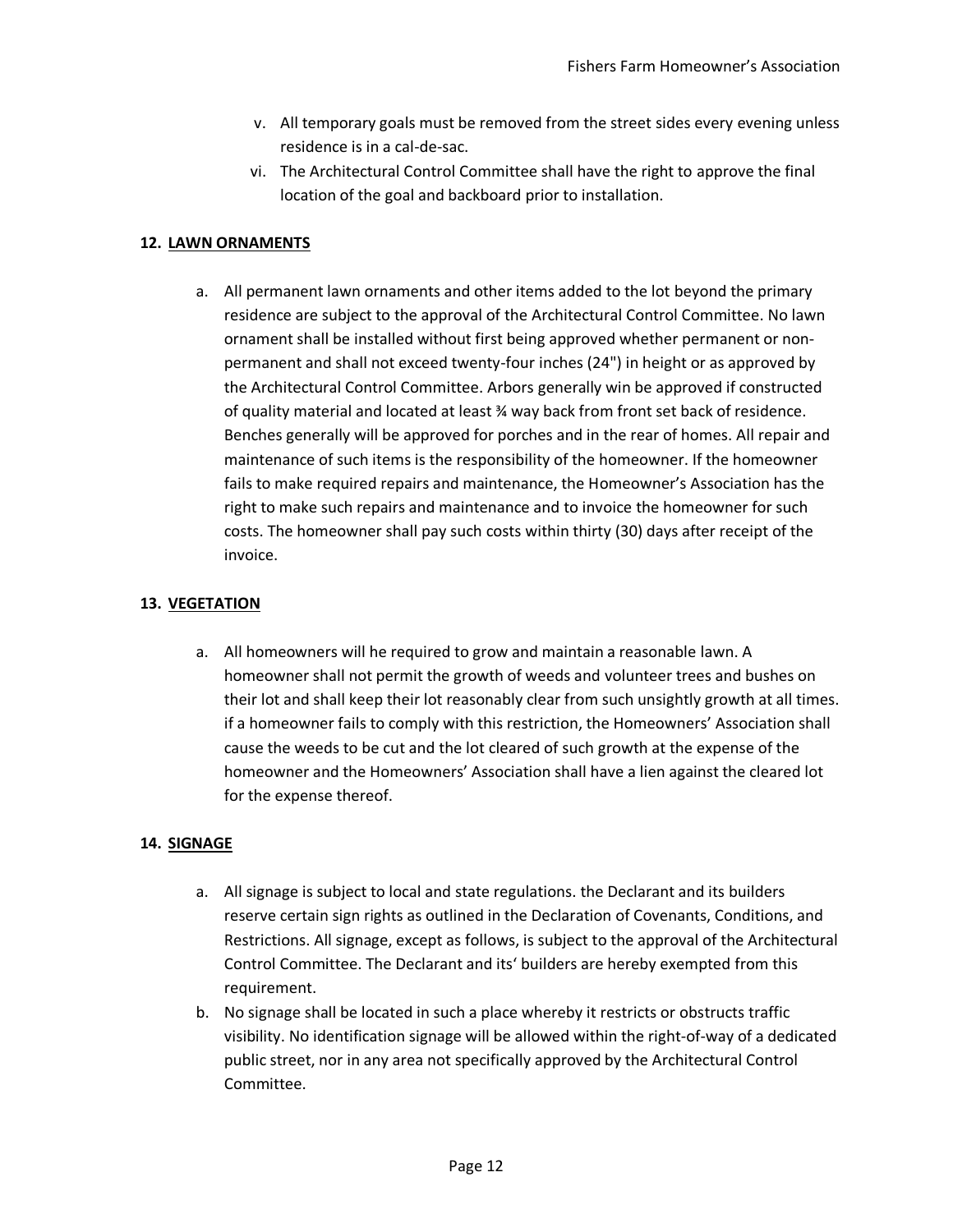v. All temporary goals must be removed from the street sides every evening unless residence is in a cal-de-sac.
vi. The Architectural Control Committee shall have the right to approve the final location of the goal and backboard prior to installation.

**12. LAWN ORNAMENTS**

a. All permanent lawn ornaments and other items added to the lot beyond the primary residence are subject to the approval of the Architectural Control Committee. No lawn ornament shall be installed without first being approved whether permanent or non-permanent and shall not exceed twenty-four inches (24") in height or as approved by the Architectural Control Committee. Arbors generally win be approved if constructed of quality material and located at least ¾ way back from front set back of residence. Benches generally will be approved for porches and in the rear of homes. All repair and maintenance of such items is the responsibility of the homeowner. If the homeowner fails to make required repairs and maintenance, the Homeowner's Association has the right to make such repairs and maintenance and to invoice the homeowner for such costs. The homeowner shall pay such costs within thirty (30) days after receipt of the invoice.

**13. VEGETATION**

a. All homeowners will he required to grow and maintain a reasonable lawn. A homeowner shall not permit the growth of weeds and volunteer trees and bushes on their lot and shall keep their lot reasonably clear from such unsightly growth at all times. if a homeowner fails to comply with this restriction, the Homeowners' Association shall cause the weeds to be cut and the lot cleared of such growth at the expense of the homeowner and the Homeowners' Association shall have a lien against the cleared lot for the expense thereof.

**14. SIGNAGE**

a. All signage is subject to local and state regulations. the Declarant and its builders reserve certain sign rights as outlined in the Declaration of Covenants, Conditions, and Restrictions. All signage, except as follows, is subject to the approval of the Architectural Control Committee. The Declarant and its' builders are hereby exempted from this requirement.
b. No signage shall be located in such a place whereby it restricts or obstructs traffic visibility. No identification signage will be allowed within the right-of-way of a dedicated public street, nor in any area not specifically approved by the Architectural Control Committee.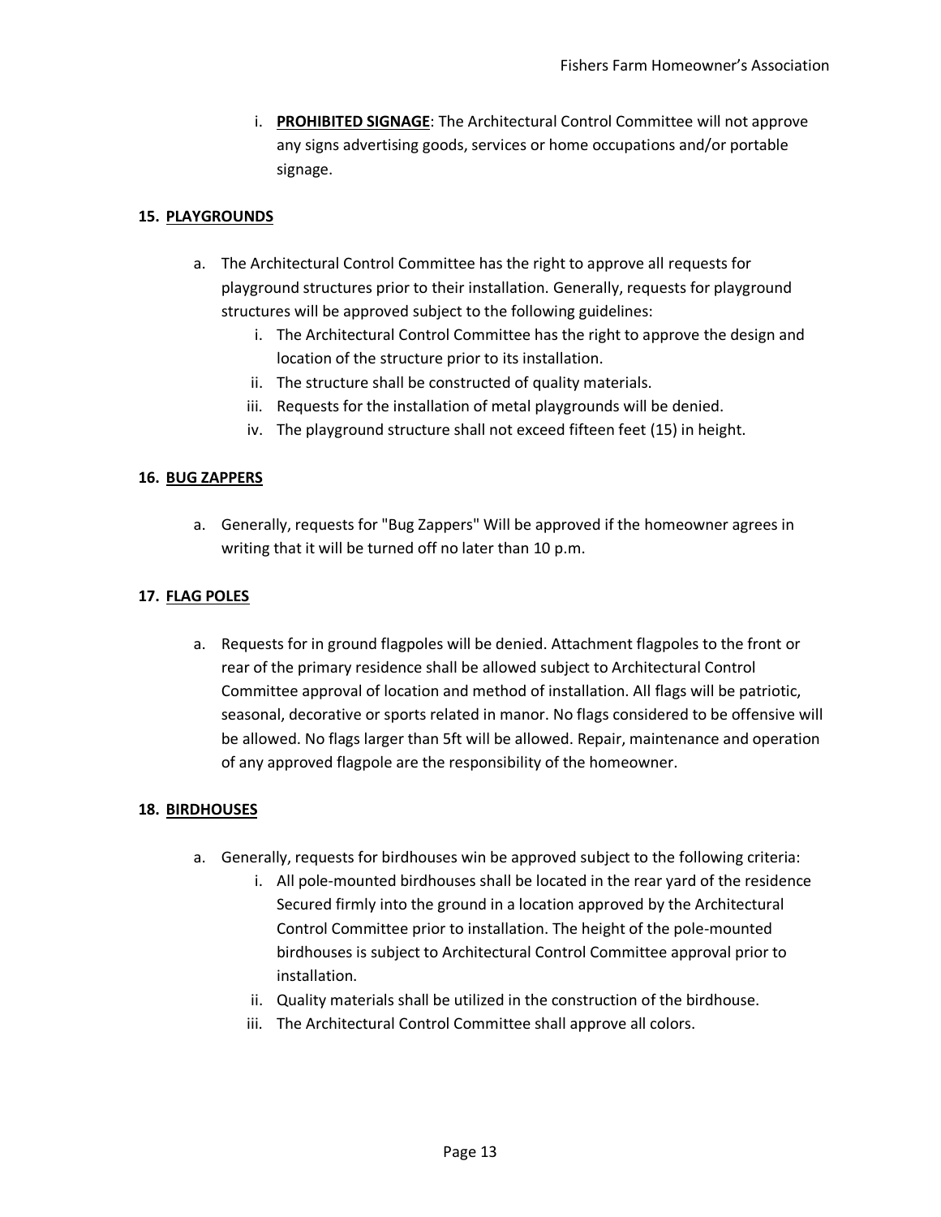i. **PROHIBITED SIGNAGE**: The Architectural Control Committee will not approve any signs advertising goods, services or home occupations and/or portable signage.

## 15. PLAYGROUNDS

a. The Architectural Control Committee has the right to approve all requests for playground structures prior to their installation. Generally, requests for playground structures will be approved subject to the following guidelines:
   i. The Architectural Control Committee has the right to approve the design and location of the structure prior to its installation.
   ii. The structure shall be constructed of quality materials.
   iii. Requests for the installation of metal playgrounds will be denied.
   iv. The playground structure shall not exceed fifteen feet (15) in height.

## 16. BUG ZAPPERS

a. Generally, requests for "Bug Zappers" Will be approved if the homeowner agrees in writing that it will be turned off no later than 10 p.m.

## 17. FLAG POLES

a. Requests for in ground flagpoles will be denied. Attachment flagpoles to the front or rear of the primary residence shall be allowed subject to Architectural Control Committee approval of location and method of installation. All flags will be patriotic, seasonal, decorative or sports related in manor. No flags considered to be offensive will be allowed. No flags larger than 5ft will be allowed. Repair, maintenance and operation of any approved flagpole are the responsibility of the homeowner.

## 18. BIRDHOUSES

a. Generally, requests for birdhouses win be approved subject to the following criteria:
   i. All pole-mounted birdhouses shall be located in the rear yard of the residence Secured firmly into the ground in a location approved by the Architectural Control Committee prior to installation. The height of the pole-mounted birdhouses is subject to Architectural Control Committee approval prior to installation.
   ii. Quality materials shall be utilized in the construction of the birdhouse.
   iii. The Architectural Control Committee shall approve all colors.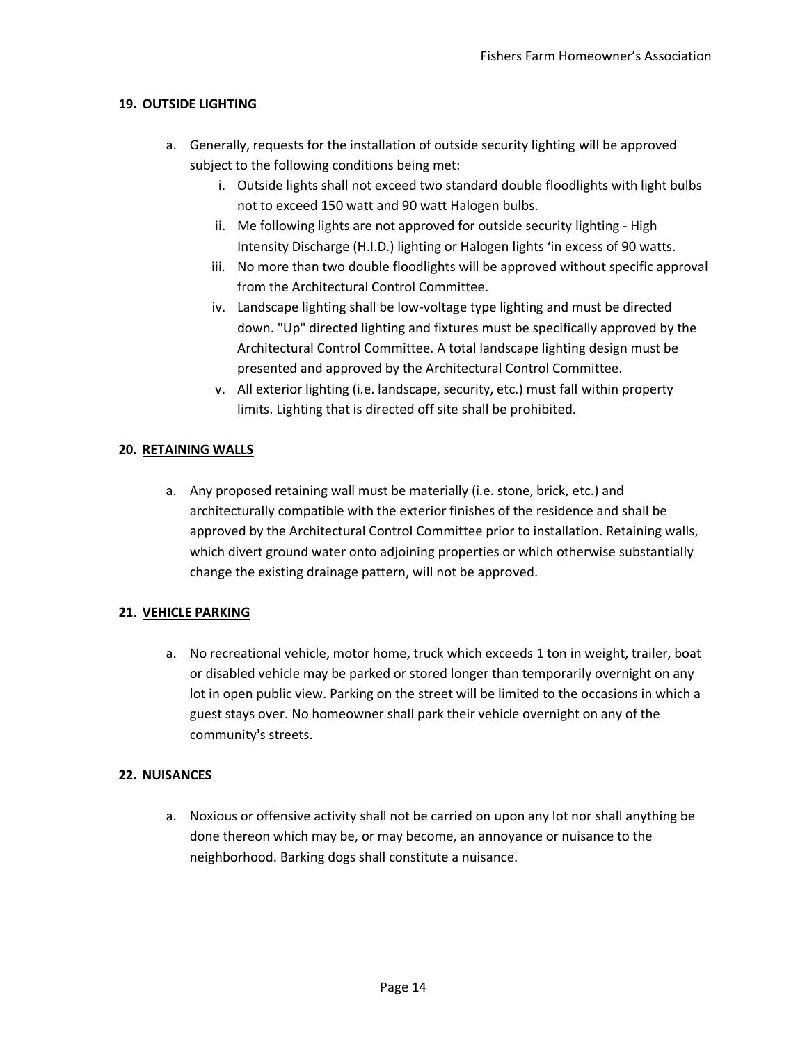## 19. OUTSIDE LIGHTING

a. Generally, requests for the installation of outside security lighting will be approved subject to the following conditions being met:
   i. Outside lights shall not exceed two standard double floodlights with light bulbs not to exceed 150 watt and 90 watt Halogen bulbs.
   ii. Me following lights are not approved for outside security lighting - High Intensity Discharge (H.I.D.) lighting or Halogen lights 'in excess of 90 watts.
   iii. No more than two double floodlights will be approved without specific approval from the Architectural Control Committee.
   iv. Landscape lighting shall be low-voltage type lighting and must be directed down. "Up" directed lighting and fixtures must be specifically approved by the Architectural Control Committee. A total landscape lighting design must be presented and approved by the Architectural Control Committee.
   v. All exterior lighting (i.e. landscape, security, etc.) must fall within property limits. Lighting that is directed off site shall be prohibited.

## 20. RETAINING WALLS

a. Any proposed retaining wall must be materially (i.e. stone, brick, etc.) and architecturally compatible with the exterior finishes of the residence and shall be approved by the Architectural Control Committee prior to installation. Retaining walls, which divert ground water onto adjoining properties or which otherwise substantially change the existing drainage pattern, will not be approved.

## 21. VEHICLE PARKING

a. No recreational vehicle, motor home, truck which exceeds 1 ton in weight, trailer, boat or disabled vehicle may be parked or stored longer than temporarily overnight on any lot in open public view. Parking on the street will be limited to the occasions in which a guest stays over. No homeowner shall park their vehicle overnight on any of the community's streets.

## 22. NUISANCES

a. Noxious or offensive activity shall not be carried on upon any lot nor shall anything be done thereon which may be, or may become, an annoyance or nuisance to the neighborhood. Barking dogs shall constitute a nuisance.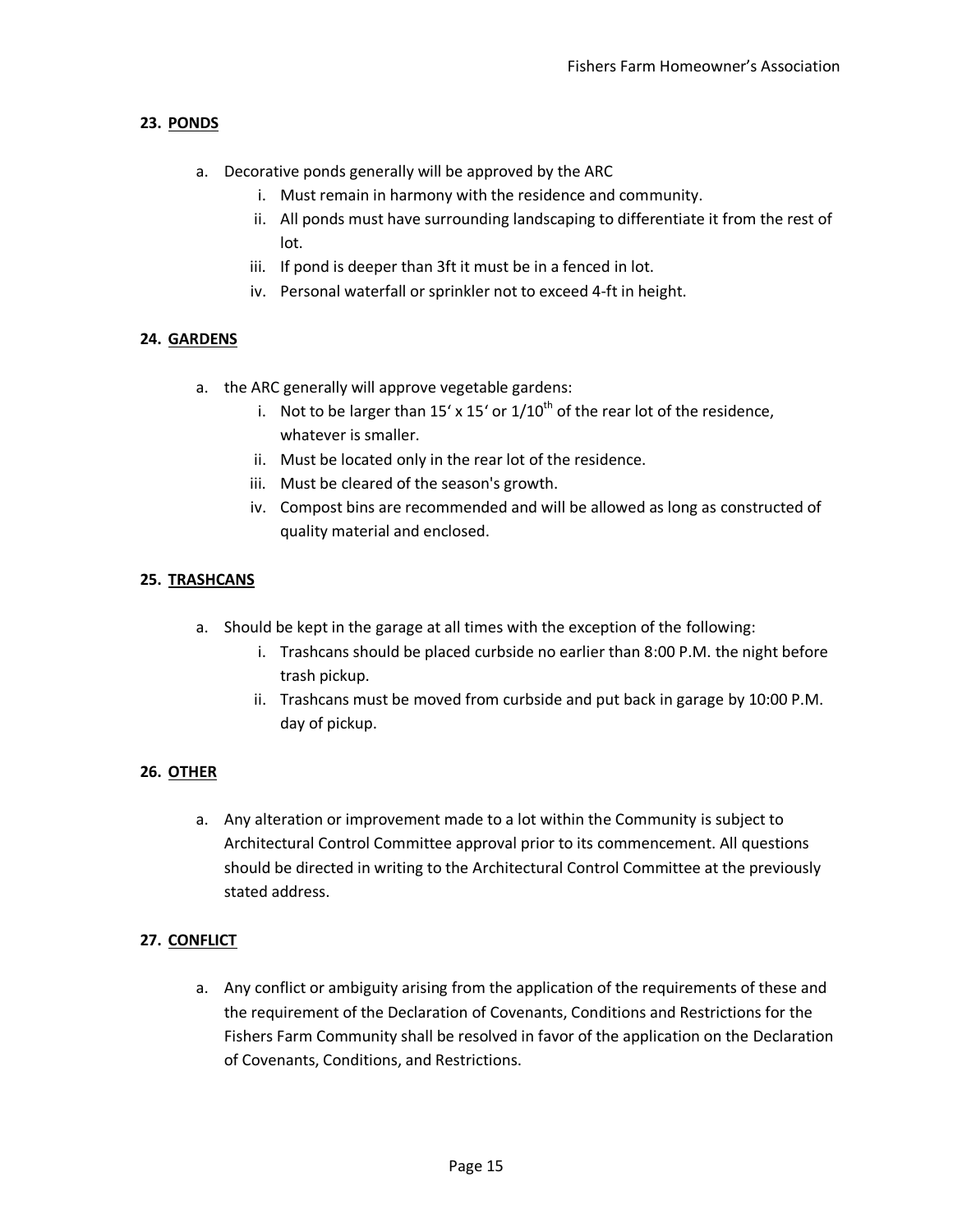## 23. PONDS

a. Decorative ponds generally will be approved by the ARC
   i. Must remain in harmony with the residence and community.
   ii. All ponds must have surrounding landscaping to differentiate it from the rest of lot.
   iii. If pond is deeper than 3ft it must be in a fenced in lot.
   iv. Personal waterfall or sprinkler not to exceed 4-ft in height.

## 24. GARDENS

a. the ARC generally will approve vegetable gardens:
   i. Not to be larger than 15‘ x 15‘ or 1/10th of the rear lot of the residence, whatever is smaller.
   ii. Must be located only in the rear lot of the residence.
   iii. Must be cleared of the season's growth.
   iv. Compost bins are recommended and will be allowed as long as constructed of quality material and enclosed.

## 25. TRASHCANS

a. Should be kept in the garage at all times with the exception of the following:
   i. Trashcans should be placed curbside no earlier than 8:00 P.M. the night before trash pickup.
   ii. Trashcans must be moved from curbside and put back in garage by 10:00 P.M. day of pickup.

## 26. OTHER

a. Any alteration or improvement made to a lot within the Community is subject to Architectural Control Committee approval prior to its commencement. All questions should be directed in writing to the Architectural Control Committee at the previously stated address.

## 27. CONFLICT

a. Any conflict or ambiguity arising from the application of the requirements of these and the requirement of the Declaration of Covenants, Conditions and Restrictions for the Fishers Farm Community shall be resolved in favor of the application on the Declaration of Covenants, Conditions, and Restrictions.